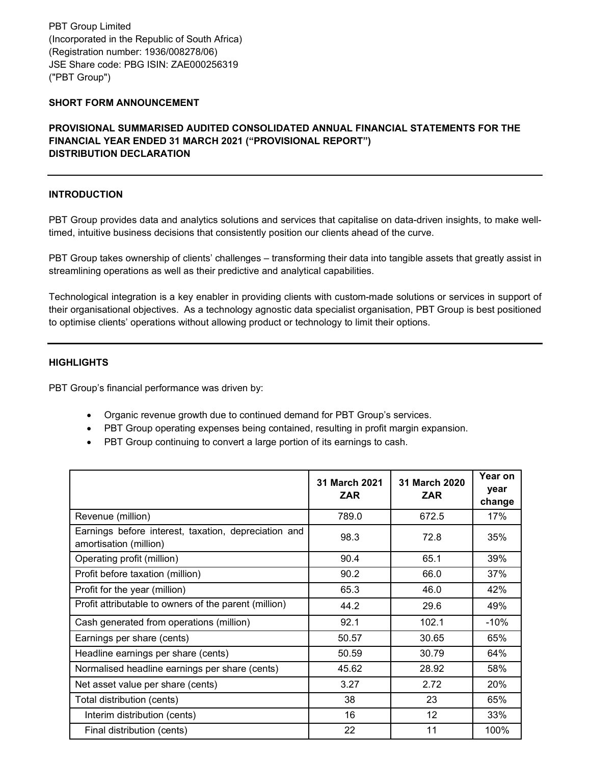PBT Group Limited
(Incorporated in the Republic of South Africa)
(Registration number: 1936/008278/06)
JSE Share code: PBG ISIN: ZAE000256319
("PBT Group")

**SHORT FORM ANNOUNCEMENT**

**PROVISIONAL SUMMARISED AUDITED CONSOLIDATED ANNUAL FINANCIAL STATEMENTS FOR THE FINANCIAL YEAR ENDED 31 MARCH 2021 ("PROVISIONAL REPORT")**
**DISTRIBUTION DECLARATION**

---

## INTRODUCTION

PBT Group provides data and analytics solutions and services that capitalise on data-driven insights, to make well-timed, intuitive business decisions that consistently position our clients ahead of the curve.

PBT Group takes ownership of clients' challenges – transforming their data into tangible assets that greatly assist in streamlining operations as well as their predictive and analytical capabilities.

Technological integration is a key enabler in providing clients with custom-made solutions or services in support of their organisational objectives. As a technology agnostic data specialist organisation, PBT Group is best positioned to optimise clients' operations without allowing product or technology to limit their options.

---

## HIGHLIGHTS

PBT Group's financial performance was driven by:

- Organic revenue growth due to continued demand for PBT Group's services.
- PBT Group operating expenses being contained, resulting in profit margin expansion.
- PBT Group continuing to convert a large portion of its earnings to cash.

| | 31 March 2021 ZAR | 31 March 2020 ZAR | Year on year change |
|---|---|---|---|
| Revenue (million) | 789.0 | 672.5 | 17% |
| Earnings before interest, taxation, depreciation and amortisation (million) | 98.3 | 72.8 | 35% |
| Operating profit (million) | 90.4 | 65.1 | 39% |
| Profit before taxation (million) | 90.2 | 66.0 | 37% |
| Profit for the year (million) | 65.3 | 46.0 | 42% |
| Profit attributable to owners of the parent (million) | 44.2 | 29.6 | 49% |
| Cash generated from operations (million) | 92.1 | 102.1 | -10% |
| Earnings per share (cents) | 50.57 | 30.65 | 65% |
| Headline earnings per share (cents) | 50.59 | 30.79 | 64% |
| Normalised headline earnings per share (cents) | 45.62 | 28.92 | 58% |
| Net asset value per share (cents) | 3.27 | 2.72 | 20% |
| Total distribution (cents) | 38 | 23 | 65% |
| Interim distribution (cents) | 16 | 12 | 33% |
| Final distribution (cents) | 22 | 11 | 100% |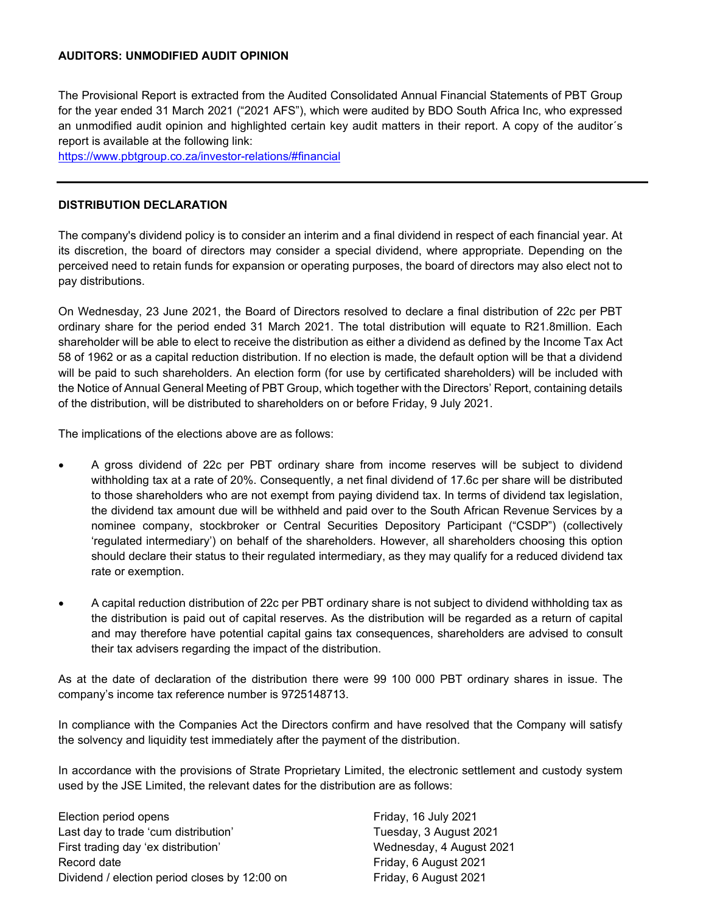## AUDITORS: UNMODIFIED AUDIT OPINION

The Provisional Report is extracted from the Audited Consolidated Annual Financial Statements of PBT Group for the year ended 31 March 2021 ("2021 AFS"), which were audited by BDO South Africa Inc, who expressed an unmodified audit opinion and highlighted certain key audit matters in their report. A copy of the auditor´s report is available at the following link:
https://www.pbtgroup.co.za/investor-relations/#financial

---

## DISTRIBUTION DECLARATION

The company's dividend policy is to consider an interim and a final dividend in respect of each financial year. At its discretion, the board of directors may consider a special dividend, where appropriate. Depending on the perceived need to retain funds for expansion or operating purposes, the board of directors may also elect not to pay distributions.

On Wednesday, 23 June 2021, the Board of Directors resolved to declare a final distribution of 22c per PBT ordinary share for the period ended 31 March 2021. The total distribution will equate to R21.8million. Each shareholder will be able to elect to receive the distribution as either a dividend as defined by the Income Tax Act 58 of 1962 or as a capital reduction distribution. If no election is made, the default option will be that a dividend will be paid to such shareholders. An election form (for use by certificated shareholders) will be included with the Notice of Annual General Meeting of PBT Group, which together with the Directors' Report, containing details of the distribution, will be distributed to shareholders on or before Friday, 9 July 2021.

The implications of the elections above are as follows:

- A gross dividend of 22c per PBT ordinary share from income reserves will be subject to dividend withholding tax at a rate of 20%. Consequently, a net final dividend of 17.6c per share will be distributed to those shareholders who are not exempt from paying dividend tax. In terms of dividend tax legislation, the dividend tax amount due will be withheld and paid over to the South African Revenue Services by a nominee company, stockbroker or Central Securities Depository Participant ("CSDP") (collectively 'regulated intermediary') on behalf of the shareholders. However, all shareholders choosing this option should declare their status to their regulated intermediary, as they may qualify for a reduced dividend tax rate or exemption.

- A capital reduction distribution of 22c per PBT ordinary share is not subject to dividend withholding tax as the distribution is paid out of capital reserves. As the distribution will be regarded as a return of capital and may therefore have potential capital gains tax consequences, shareholders are advised to consult their tax advisers regarding the impact of the distribution.

As at the date of declaration of the distribution there were 99 100 000 PBT ordinary shares in issue. The company's income tax reference number is 9725148713.

In compliance with the Companies Act the Directors confirm and have resolved that the Company will satisfy the solvency and liquidity test immediately after the payment of the distribution.

In accordance with the provisions of Strate Proprietary Limited, the electronic settlement and custody system used by the JSE Limited, the relevant dates for the distribution are as follows:

| | |
|---|---|
| Election period opens | Friday, 16 July 2021 |
| Last day to trade 'cum distribution' | Tuesday, 3 August 2021 |
| First trading day 'ex distribution' | Wednesday, 4 August 2021 |
| Record date | Friday, 6 August 2021 |
| Dividend / election period closes by 12:00 on | Friday, 6 August 2021 |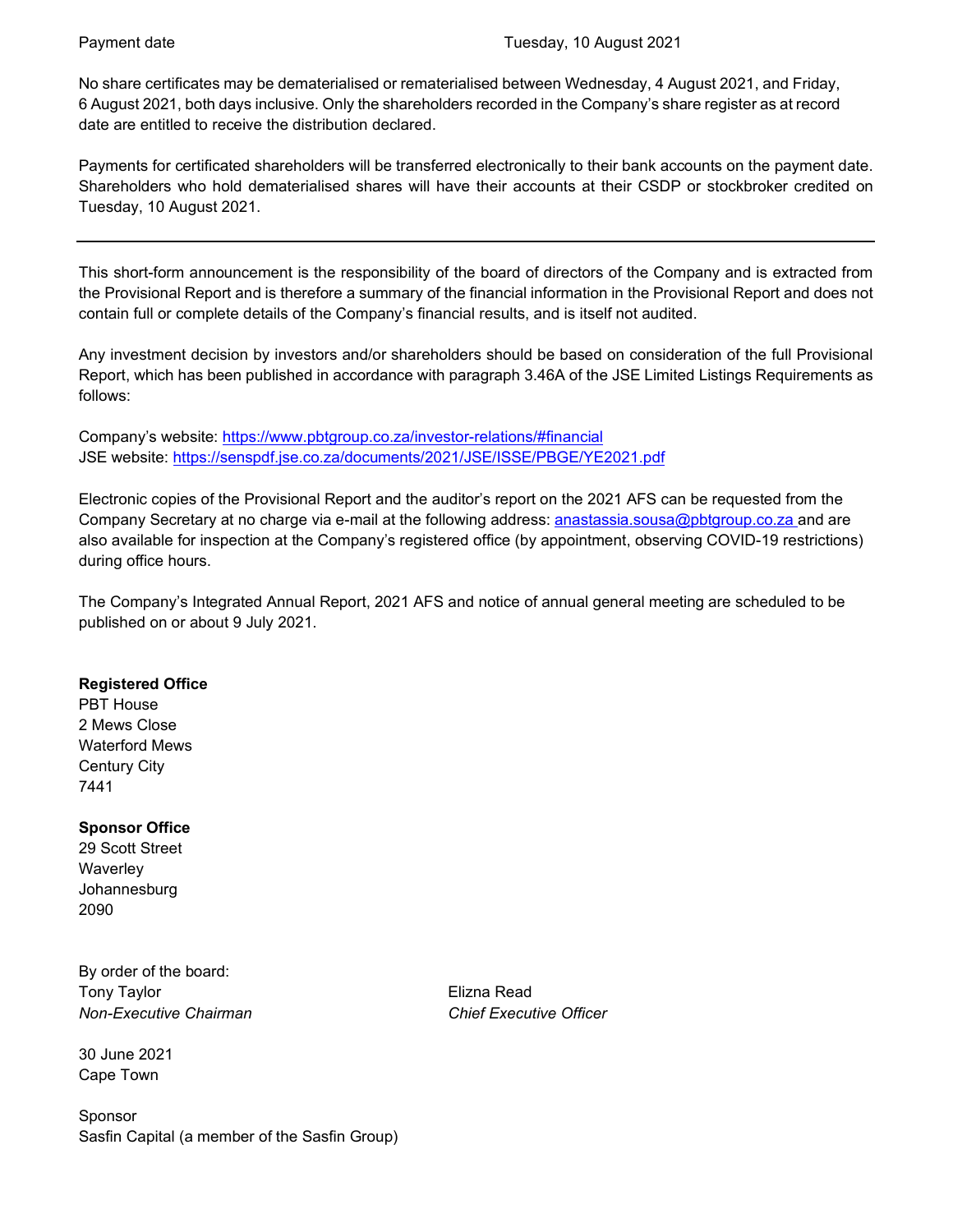| | |
|---|---|
| Payment date | Tuesday, 10 August 2021 |

No share certificates may be dematerialised or rematerialised between Wednesday, 4 August 2021, and Friday, 6 August 2021, both days inclusive. Only the shareholders recorded in the Company's share register as at record date are entitled to receive the distribution declared.

Payments for certificated shareholders will be transferred electronically to their bank accounts on the payment date. Shareholders who hold dematerialised shares will have their accounts at their CSDP or stockbroker credited on Tuesday, 10 August 2021.

---

This short-form announcement is the responsibility of the board of directors of the Company and is extracted from the Provisional Report and is therefore a summary of the financial information in the Provisional Report and does not contain full or complete details of the Company's financial results, and is itself not audited.

Any investment decision by investors and/or shareholders should be based on consideration of the full Provisional Report, which has been published in accordance with paragraph 3.46A of the JSE Limited Listings Requirements as follows:

Company's website: https://www.pbtgroup.co.za/investor-relations/#financial
JSE website: https://senspdf.jse.co.za/documents/2021/JSE/ISSE/PBGE/YE2021.pdf

Electronic copies of the Provisional Report and the auditor's report on the 2021 AFS can be requested from the Company Secretary at no charge via e-mail at the following address: anastassia.sousa@pbtgroup.co.za and are also available for inspection at the Company's registered office (by appointment, observing COVID-19 restrictions) during office hours.

The Company's Integrated Annual Report, 2021 AFS and notice of annual general meeting are scheduled to be published on or about 9 July 2021.

**Registered Office**
PBT House
2 Mews Close
Waterford Mews
Century City
7441

**Sponsor Office**
29 Scott Street
Waverley
Johannesburg
2090

By order of the board:

Tony Taylor
*Non-Executive Chairman*

Elizna Read
*Chief Executive Officer*

30 June 2021
Cape Town

Sponsor
Sasfin Capital (a member of the Sasfin Group)